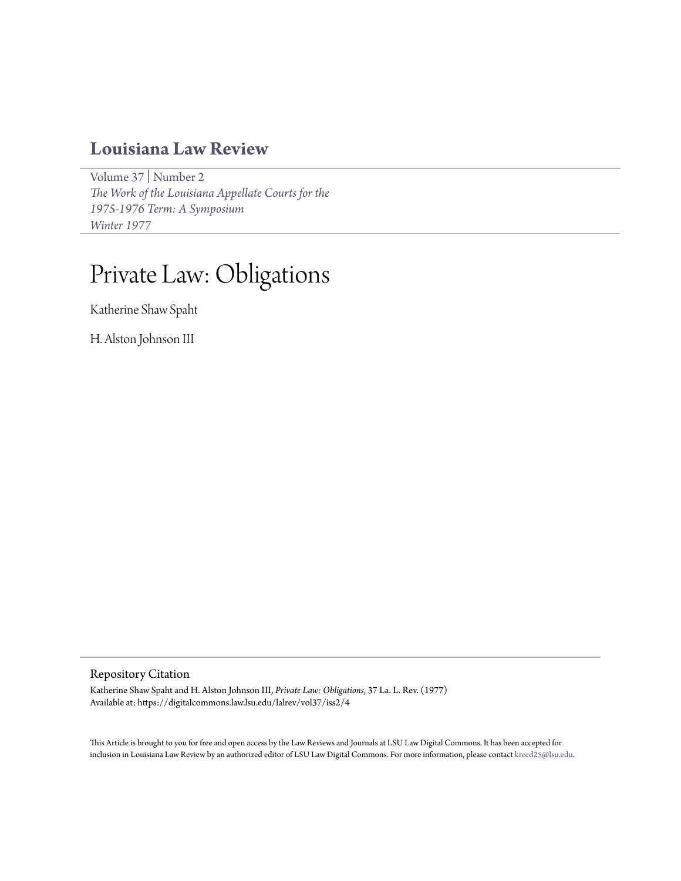# Louisiana Law Review

Volume 37 | Number 2
*The Work of the Louisiana Appellate Courts for the 1975-1976 Term: A Symposium*
*Winter 1977*

# Private Law: Obligations

Katherine Shaw Spaht

H. Alston Johnson III

## Repository Citation

Katherine Shaw Spaht and H. Alston Johnson III, *Private Law: Obligations*, 37 La. L. Rev. (1977)
Available at: https://digitalcommons.law.lsu.edu/lalrev/vol37/iss2/4

This Article is brought to you for free and open access by the Law Reviews and Journals at LSU Law Digital Commons. It has been accepted for inclusion in Louisiana Law Review by an authorized editor of LSU Law Digital Commons. For more information, please contact kreed25@lsu.edu.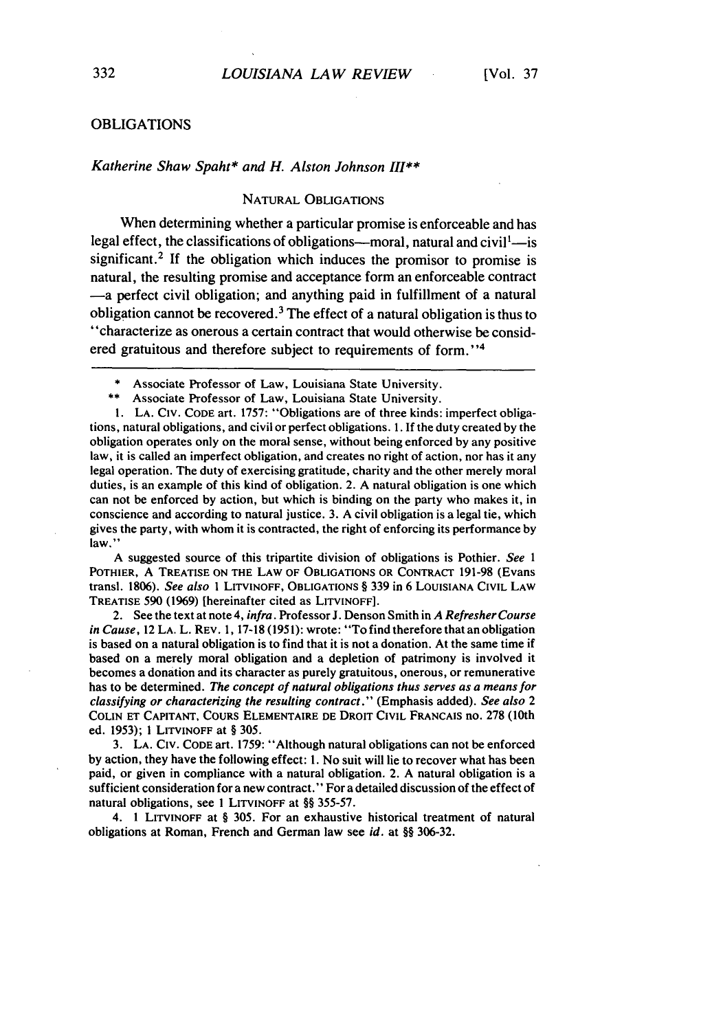## OBLIGATIONS

*Katherine Shaw Spaht\* and H. Alston Johnson III\*\**

### NATURAL OBLIGATIONS

When determining whether a particular promise is enforceable and has legal effect, the classifications of obligations—moral, natural and civil[1]—is significant.[2] If the obligation which induces the promisor to promise is natural, the resulting promise and acceptance form an enforceable contract —a perfect civil obligation; and anything paid in fulfillment of a natural obligation cannot be recovered.[3] The effect of a natural obligation is thus to "characterize as onerous a certain contract that would otherwise be considered gratuitous and therefore subject to requirements of form."[4]

---

\* Associate Professor of Law, Louisiana State University.

\*\* Associate Professor of Law, Louisiana State University.

1. LA. CIV. CODE art. 1757: "Obligations are of three kinds: imperfect obligations, natural obligations, and civil or perfect obligations. 1. If the duty created by the obligation operates only on the moral sense, without being enforced by any positive law, it is called an imperfect obligation, and creates no right of action, nor has it any legal operation. The duty of exercising gratitude, charity and the other merely moral duties, is an example of this kind of obligation. 2. A natural obligation is one which can not be enforced by action, but which is binding on the party who makes it, in conscience and according to natural justice. 3. A civil obligation is a legal tie, which gives the party, with whom it is contracted, the right of enforcing its performance by law."

A suggested source of this tripartite division of obligations is Pothier. *See* 1 POTHIER, A TREATISE ON THE LAW OF OBLIGATIONS OR CONTRACT 191-98 (Evans transl. 1806). *See also* 1 LITVINOFF, OBLIGATIONS § 339 in 6 LOUISIANA CIVIL LAW TREATISE 590 (1969) [hereinafter cited as LITVINOFF].

2. See the text at note 4, *infra*. Professor J. Denson Smith in *A Refresher Course in Cause*, 12 LA. L. REV. 1, 17-18 (1951): wrote: "To find therefore that an obligation is based on a natural obligation is to find that it is not a donation. At the same time if based on a merely moral obligation and a depletion of patrimony is involved it becomes a donation and its character as purely gratuitous, onerous, or remunerative has to be determined. *The concept of natural obligations thus serves as a means for classifying or characterizing the resulting contract.*" (Emphasis added). *See also* 2 COLIN ET CAPITANT, COURS ELEMENTAIRE DE DROIT CIVIL FRANCAIS no. 278 (10th ed. 1953); 1 LITVINOFF at § 305.

3. LA. CIV. CODE art. 1759: "Although natural obligations can not be enforced by action, they have the following effect: 1. No suit will lie to recover what has been paid, or given in compliance with a natural obligation. 2. A natural obligation is a sufficient consideration for a new contract." For a detailed discussion of the effect of natural obligations, see 1 LITVINOFF at §§ 355-57.

4. 1 LITVINOFF at § 305. For an exhaustive historical treatment of natural obligations at Roman, French and German law see *id.* at §§ 306-32.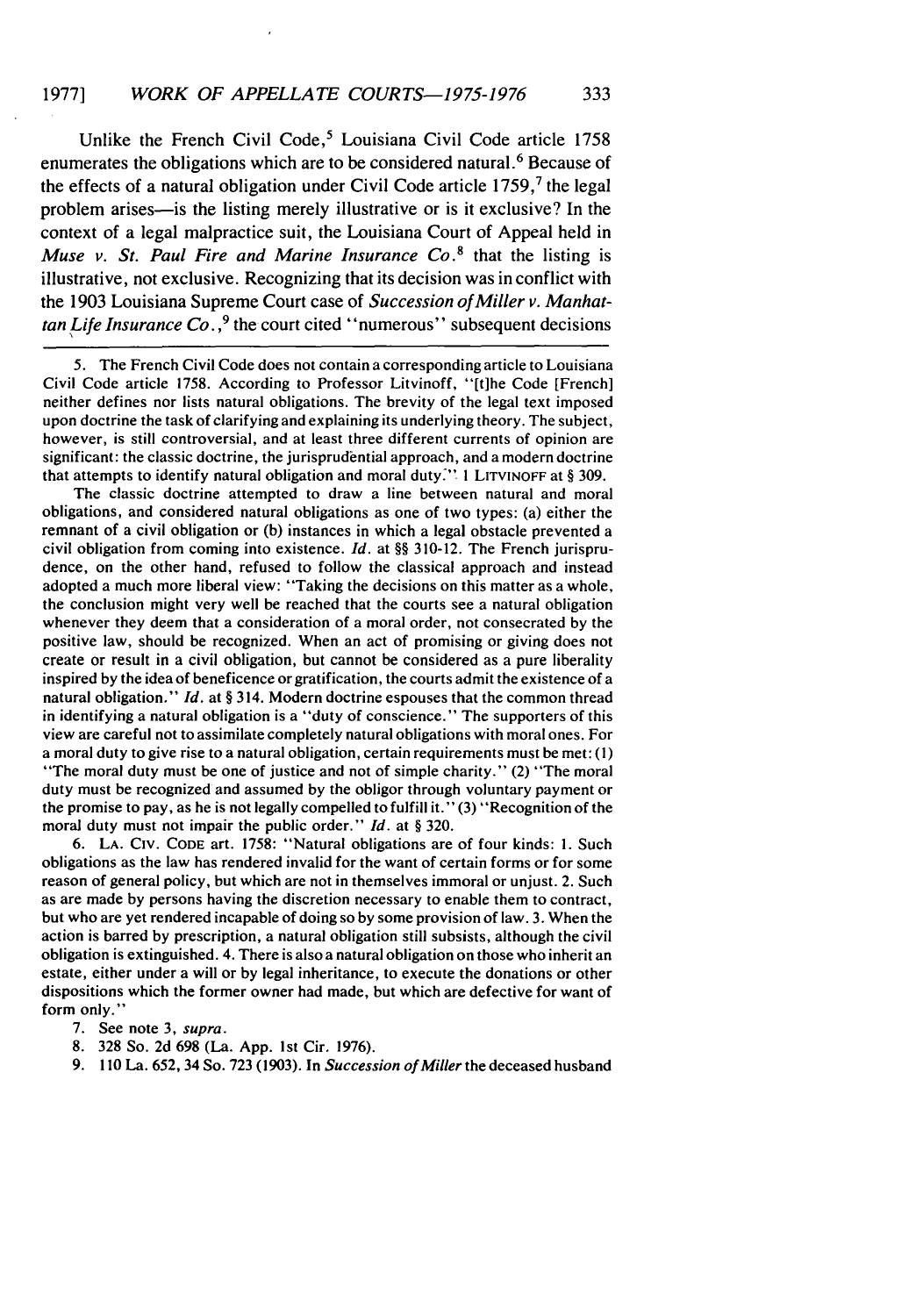Unlike the French Civil Code,[5] Louisiana Civil Code article 1758 enumerates the obligations which are to be considered natural.[6] Because of the effects of a natural obligation under Civil Code article 1759,[7] the legal problem arises—is the listing merely illustrative or is it exclusive? In the context of a legal malpractice suit, the Louisiana Court of Appeal held in *Muse v. St. Paul Fire and Marine Insurance Co.*[8] that the listing is illustrative, not exclusive. Recognizing that its decision was in conflict with the 1903 Louisiana Supreme Court case of *Succession of Miller v. Manhattan Life Insurance Co.*,[9] the court cited "numerous" subsequent decisions

---

5. The French Civil Code does not contain a corresponding article to Louisiana Civil Code article 1758. According to Professor Litvinoff, "[t]he Code [French] neither defines nor lists natural obligations. The brevity of the legal text imposed upon doctrine the task of clarifying and explaining its underlying theory. The subject, however, is still controversial, and at least three different currents of opinion are significant: the classic doctrine, the jurisprudential approach, and a modern doctrine that attempts to identify natural obligation and moral duty." 1 LITVINOFF at § 309.

The classic doctrine attempted to draw a line between natural and moral obligations, and considered natural obligations as one of two types: (a) either the remnant of a civil obligation or (b) instances in which a legal obstacle prevented a civil obligation from coming into existence. *Id.* at §§ 310-12. The French jurisprudence, on the other hand, refused to follow the classical approach and instead adopted a much more liberal view: "Taking the decisions on this matter as a whole, the conclusion might very well be reached that the courts see a natural obligation whenever they deem that a consideration of a moral order, not consecrated by the positive law, should be recognized. When an act of promising or giving does not create or result in a civil obligation, but cannot be considered as a pure liberality inspired by the idea of beneficence or gratification, the courts admit the existence of a natural obligation." *Id.* at § 314. Modern doctrine espouses that the common thread in identifying a natural obligation is a "duty of conscience." The supporters of this view are careful not to assimilate completely natural obligations with moral ones. For a moral duty to give rise to a natural obligation, certain requirements must be met: (1) "The moral duty must be one of justice and not of simple charity." (2) "The moral duty must be recognized and assumed by the obligor through voluntary payment or the promise to pay, as he is not legally compelled to fulfill it." (3) "Recognition of the moral duty must not impair the public order." *Id.* at § 320.

6. LA. CIV. CODE art. 1758: "Natural obligations are of four kinds: 1. Such obligations as the law has rendered invalid for the want of certain forms or for some reason of general policy, but which are not in themselves immoral or unjust. 2. Such as are made by persons having the discretion necessary to enable them to contract, but who are yet rendered incapable of doing so by some provision of law. 3. When the action is barred by prescription, a natural obligation still subsists, although the civil obligation is extinguished. 4. There is also a natural obligation on those who inherit an estate, either under a will or by legal inheritance, to execute the donations or other dispositions which the former owner had made, but which are defective for want of form only."

7. See note 3, *supra*.

8. 328 So. 2d 698 (La. App. 1st Cir. 1976).

9. 110 La. 652, 34 So. 723 (1903). In *Succession of Miller* the deceased husband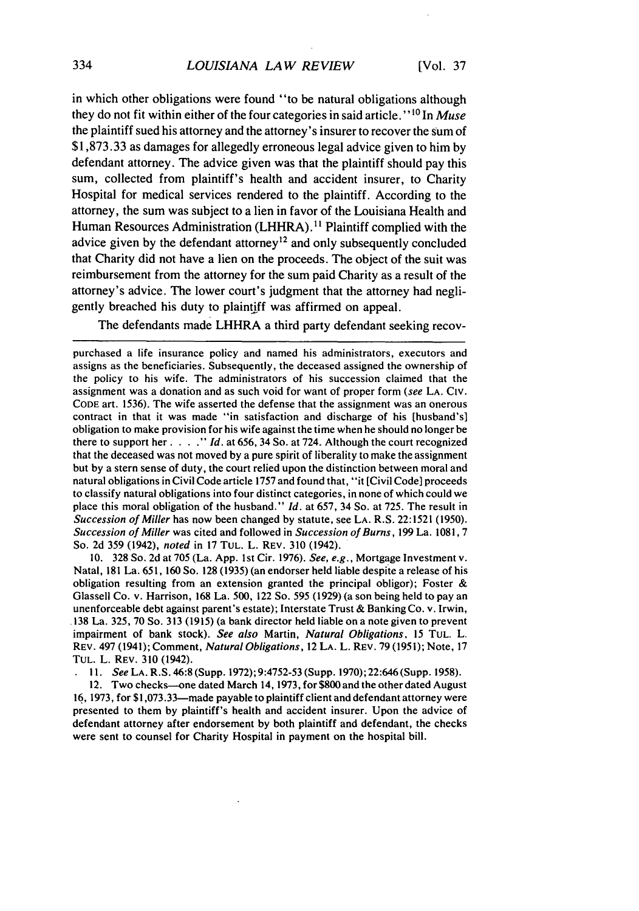in which other obligations were found "to be natural obligations although they do not fit within either of the four categories in said article."[10] In *Muse* the plaintiff sued his attorney and the attorney's insurer to recover the sum of $1,873.33 as damages for allegedly erroneous legal advice given to him by defendant attorney. The advice given was that the plaintiff should pay this sum, collected from plaintiff's health and accident insurer, to Charity Hospital for medical services rendered to the plaintiff. According to the attorney, the sum was subject to a lien in favor of the Louisiana Health and Human Resources Administration (LHHRA).[11] Plaintiff complied with the advice given by the defendant attorney[12] and only subsequently concluded that Charity did not have a lien on the proceeds. The object of the suit was reimbursement from the attorney for the sum paid Charity as a result of the attorney's advice. The lower court's judgment that the attorney had negligently breached his duty to plaintiff was affirmed on appeal.

The defendants made LHHRA a third party defendant seeking recov-

---

purchased a life insurance policy and named his administrators, executors and assigns as the beneficiaries. Subsequently, the deceased assigned the ownership of the policy to his wife. The administrators of his succession claimed that the assignment was a donation and as such void for want of proper form (*see* LA. CIV. CODE art. 1536). The wife asserted the defense that the assignment was an onerous contract in that it was made "in satisfaction and discharge of his [husband's] obligation to make provision for his wife against the time when he should no longer be there to support her . . . ." *Id.* at 656, 34 So. at 724. Although the court recognized that the deceased was not moved by a pure spirit of liberality to make the assignment but by a stern sense of duty, the court relied upon the distinction between moral and natural obligations in Civil Code article 1757 and found that, "it [Civil Code] proceeds to classify natural obligations into four distinct categories, in none of which could we place this moral obligation of the husband." *Id.* at 657, 34 So. at 725. The result in *Succession of Miller* has now been changed by statute, see LA. R.S. 22:1521 (1950). *Succession of Miller* was cited and followed in *Succession of Burns*, 199 La. 1081, 7 So. 2d 359 (1942), *noted* in 17 TUL. L. REV. 310 (1942).

10. 328 So. 2d at 705 (La. App. 1st Cir. 1976). *See, e.g.*, Mortgage Investment v. Natal, 181 La. 651, 160 So. 128 (1935) (an endorser held liable despite a release of his obligation resulting from an extension granted the principal obligor); Foster & Glassell Co. v. Harrison, 168 La. 500, 122 So. 595 (1929) (a son being held to pay an unenforceable debt against parent's estate); Interstate Trust & Banking Co. v. Irwin, 138 La. 325, 70 So. 313 (1915) (a bank director held liable on a note given to prevent impairment of bank stock). *See also* Martin, *Natural Obligations*, 15 TUL. L. REV. 497 (1941); Comment, *Natural Obligations*, 12 LA. L. REV. 79 (1951); Note, 17 TUL. L. REV. 310 (1942).

11. *See* LA. R.S. 46:8 (Supp. 1972); 9:4752-53 (Supp. 1970); 22:646 (Supp. 1958).

12. Two checks—one dated March 14, 1973, for $800 and the other dated August 16, 1973, for $1,073.33—made payable to plaintiff client and defendant attorney were presented to them by plaintiff's health and accident insurer. Upon the advice of defendant attorney after endorsement by both plaintiff and defendant, the checks were sent to counsel for Charity Hospital in payment on the hospital bill.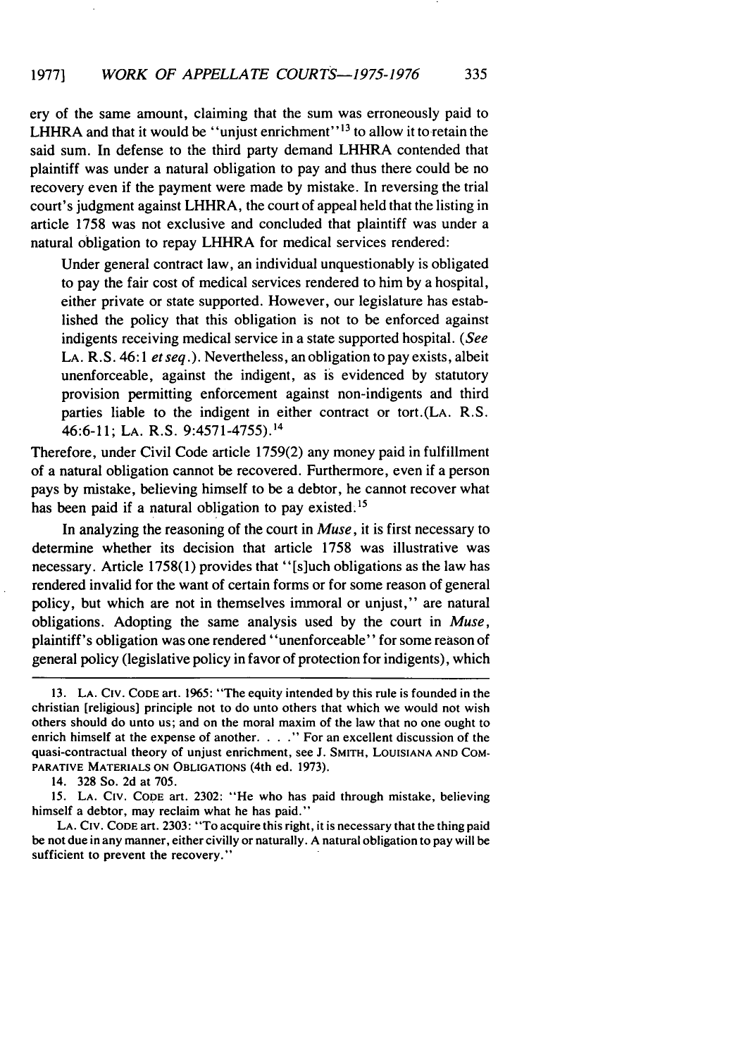ery of the same amount, claiming that the sum was erroneously paid to LHHRA and that it would be "unjust enrichment"[13] to allow it to retain the said sum. In defense to the third party demand LHHRA contended that plaintiff was under a natural obligation to pay and thus there could be no recovery even if the payment were made by mistake. In reversing the trial court's judgment against LHHRA, the court of appeal held that the listing in article 1758 was not exclusive and concluded that plaintiff was under a natural obligation to repay LHHRA for medical services rendered:

> Under general contract law, an individual unquestionably is obligated to pay the fair cost of medical services rendered to him by a hospital, either private or state supported. However, our legislature has established the policy that this obligation is not to be enforced against indigents receiving medical service in a state supported hospital. (*See* LA. R.S. 46:1 *et seq*.). Nevertheless, an obligation to pay exists, albeit unenforceable, against the indigent, as is evidenced by statutory provision permitting enforcement against non-indigents and third parties liable to the indigent in either contract or tort.(LA. R.S. 46:6-11; LA. R.S. 9:4571-4755).[14]

Therefore, under Civil Code article 1759(2) any money paid in fulfillment of a natural obligation cannot be recovered. Furthermore, even if a person pays by mistake, believing himself to be a debtor, he cannot recover what has been paid if a natural obligation to pay existed.[15]

In analyzing the reasoning of the court in *Muse*, it is first necessary to determine whether its decision that article 1758 was illustrative was necessary. Article 1758(1) provides that "[s]uch obligations as the law has rendered invalid for the want of certain forms or for some reason of general policy, but which are not in themselves immoral or unjust," are natural obligations. Adopting the same analysis used by the court in *Muse*, plaintiff's obligation was one rendered "unenforceable" for some reason of general policy (legislative policy in favor of protection for indigents), which

---

13. LA. CIV. CODE art. 1965: "The equity intended by this rule is founded in the christian [religious] principle not to do unto others that which we would not wish others should do unto us; and on the moral maxim of the law that no one ought to enrich himself at the expense of another. . . ." For an excellent discussion of the quasi-contractual theory of unjust enrichment, see J. SMITH, LOUISIANA AND COMPARATIVE MATERIALS ON OBLIGATIONS (4th ed. 1973).

14. 328 So. 2d at 705.

15. LA. CIV. CODE art. 2302: "He who has paid through mistake, believing himself a debtor, may reclaim what he has paid."

LA. CIV. CODE art. 2303: "To acquire this right, it is necessary that the thing paid be not due in any manner, either civilly or naturally. A natural obligation to pay will be sufficient to prevent the recovery."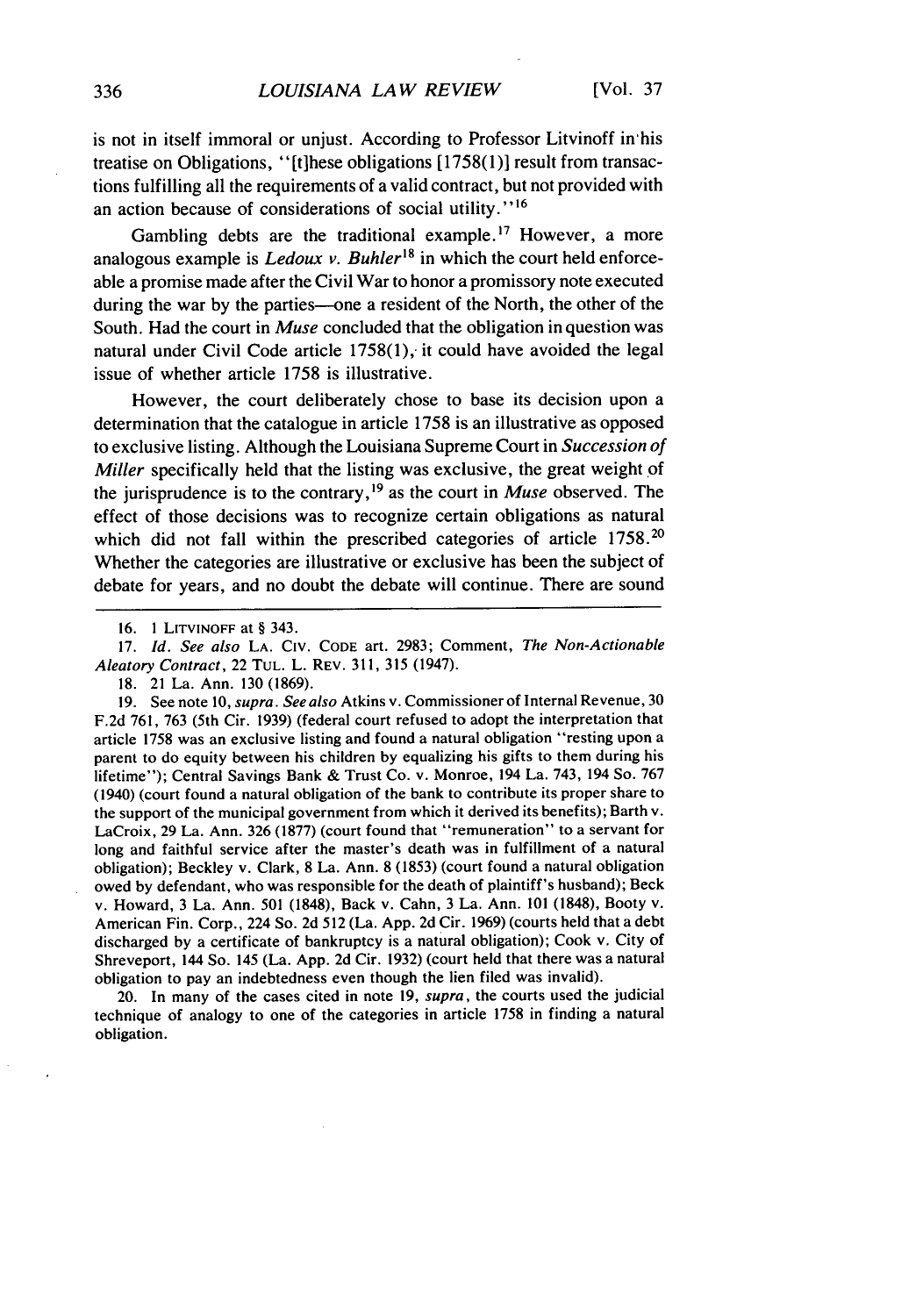is not in itself immoral or unjust. According to Professor Litvinoff in his treatise on Obligations, "[t]hese obligations [1758(1)] result from transactions fulfilling all the requirements of a valid contract, but not provided with an action because of considerations of social utility."[16]

Gambling debts are the traditional example.[17] However, a more analogous example is *Ledoux v. Buhler*[18] in which the court held enforceable a promise made after the Civil War to honor a promissory note executed during the war by the parties—one a resident of the North, the other of the South. Had the court in *Muse* concluded that the obligation in question was natural under Civil Code article 1758(1), it could have avoided the legal issue of whether article 1758 is illustrative.

However, the court deliberately chose to base its decision upon a determination that the catalogue in article 1758 is an illustrative as opposed to exclusive listing. Although the Louisiana Supreme Court in *Succession of Miller* specifically held that the listing was exclusive, the great weight of the jurisprudence is to the contrary,[19] as the court in *Muse* observed. The effect of those decisions was to recognize certain obligations as natural which did not fall within the prescribed categories of article 1758.[20] Whether the categories are illustrative or exclusive has been the subject of debate for years, and no doubt the debate will continue. There are sound

---

16. 1 LITVINOFF at § 343.

17. *Id. See also* LA. CIV. CODE art. 2983; Comment, *The Non-Actionable Aleatory Contract*, 22 TUL. L. REV. 311, 315 (1947).

18. 21 La. Ann. 130 (1869).

19. See note 10, *supra*. *See also* Atkins v. Commissioner of Internal Revenue, 30 F.2d 761, 763 (5th Cir. 1939) (federal court refused to adopt the interpretation that article 1758 was an exclusive listing and found a natural obligation "resting upon a parent to do equity between his children by equalizing his gifts to them during his lifetime"); Central Savings Bank & Trust Co. v. Monroe, 194 La. 743, 194 So. 767 (1940) (court found a natural obligation of the bank to contribute its proper share to the support of the municipal government from which it derived its benefits); Barth v. LaCroix, 29 La. Ann. 326 (1877) (court found that "remuneration" to a servant for long and faithful service after the master's death was in fulfillment of a natural obligation); Beckley v. Clark, 8 La. Ann. 8 (1853) (court found a natural obligation owed by defendant, who was responsible for the death of plaintiff's husband); Beck v. Howard, 3 La. Ann. 501 (1848), Back v. Cahn, 3 La. Ann. 101 (1848), Booty v. American Fin. Corp., 224 So. 2d 512 (La. App. 2d Cir. 1969) (courts held that a debt discharged by a certificate of bankruptcy is a natural obligation); Cook v. City of Shreveport, 144 So. 145 (La. App. 2d Cir. 1932) (court held that there was a natural obligation to pay an indebtedness even though the lien filed was invalid).

20. In many of the cases cited in note 19, *supra*, the courts used the judicial technique of analogy to one of the categories in article 1758 in finding a natural obligation.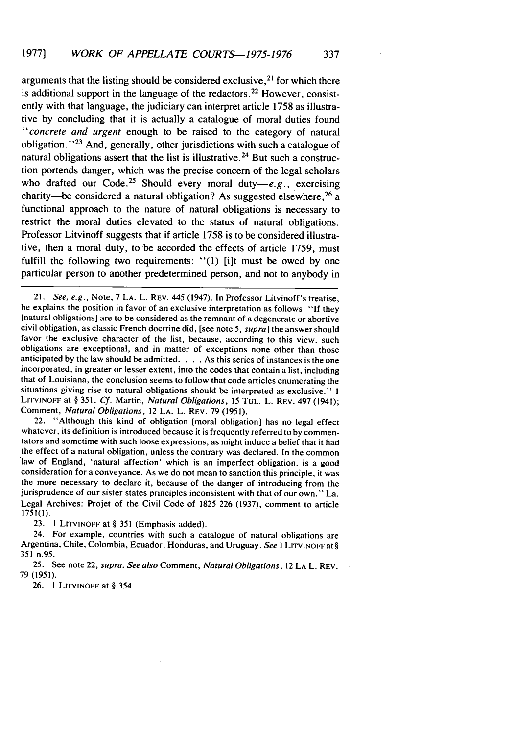arguments that the listing should be considered exclusive,[21] for which there is additional support in the language of the redactors.[22] However, consistently with that language, the judiciary can interpret article 1758 as illustrative by concluding that it is actually a catalogue of moral duties found "*concrete and urgent* enough to be raised to the category of natural obligation."[23] And, generally, other jurisdictions with such a catalogue of natural obligations assert that the list is illustrative.[24] But such a construction portends danger, which was the precise concern of the legal scholars who drafted our Code.[25] Should every moral duty—*e.g.*, exercising charity—be considered a natural obligation? As suggested elsewhere,[26] a functional approach to the nature of natural obligations is necessary to restrict the moral duties elevated to the status of natural obligations. Professor Litvinoff suggests that if article 1758 is to be considered illustrative, then a moral duty, to be accorded the effects of article 1759, must fulfill the following two requirements: "(1) [i]t must be owed by one particular person to another predetermined person, and not to anybody in

---

21. *See, e.g.*, Note, 7 LA. L. REV. 445 (1947). In Professor Litvinoff's treatise, he explains the position in favor of an exclusive interpretation as follows: "If they [natural obligations] are to be considered as the remnant of a degenerate or abortive civil obligation, as classic French doctrine did, [see note 5, *supra*] the answer should favor the exclusive character of the list, because, according to this view, such obligations are exceptional, and in matter of exceptions none other than those anticipated by the law should be admitted. . . . As this series of instances is the one incorporated, in greater or lesser extent, into the codes that contain a list, including that of Louisiana, the conclusion seems to follow that code articles enumerating the situations giving rise to natural obligations should be interpreted as exclusive." 1 LITVINOFF at § 351. *Cf.* Martin, *Natural Obligations*, 15 TUL. L. REV. 497 (1941); Comment, *Natural Obligations*, 12 LA. L. REV. 79 (1951).

22. "Although this kind of obligation [moral obligation] has no legal effect whatever, its definition is introduced because it is frequently referred to by commentators and sometime with such loose expressions, as might induce a belief that it had the effect of a natural obligation, unless the contrary was declared. In the common law of England, 'natural affection' which is an imperfect obligation, is a good consideration for a conveyance. As we do not mean to sanction this principle, it was the more necessary to declare it, because of the danger of introducing from the jurisprudence of our sister states principles inconsistent with that of our own." La. Legal Archives: Projet of the Civil Code of 1825 226 (1937), comment to article 1751(1).

23. 1 LITVINOFF at § 351 (Emphasis added).

24. For example, countries with such a catalogue of natural obligations are Argentina, Chile, Colombia, Ecuador, Honduras, and Uruguay. *See* 1 LITVINOFF at § 351 n.95.

25. See note 22, *supra*. *See also* Comment, *Natural Obligations*, 12 LA L. REV. 79 (1951).

26. 1 LITVINOFF at § 354.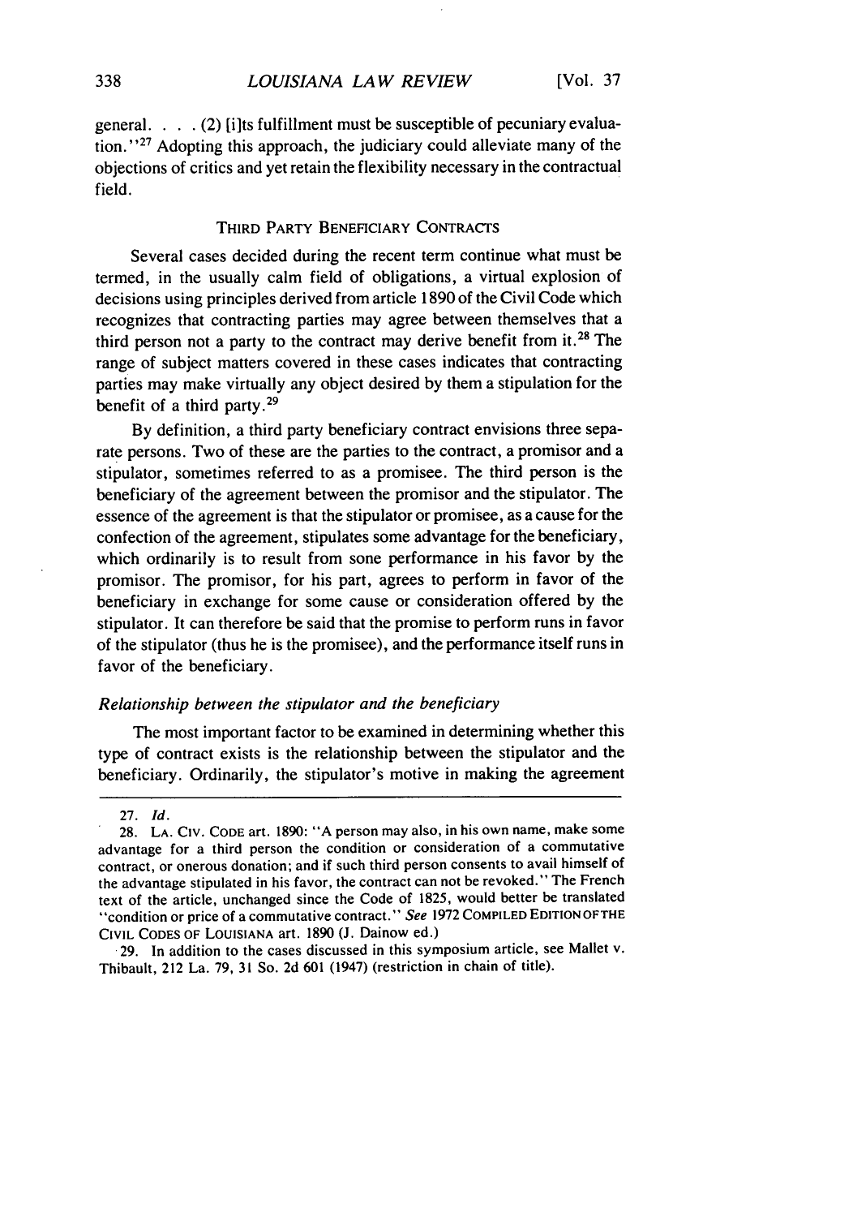general. . . . (2) [i]ts fulfillment must be susceptible of pecuniary evaluation."[27] Adopting this approach, the judiciary could alleviate many of the objections of critics and yet retain the flexibility necessary in the contractual field.

## THIRD PARTY BENEFICIARY CONTRACTS

Several cases decided during the recent term continue what must be termed, in the usually calm field of obligations, a virtual explosion of decisions using principles derived from article 1890 of the Civil Code which recognizes that contracting parties may agree between themselves that a third person not a party to the contract may derive benefit from it.[28] The range of subject matters covered in these cases indicates that contracting parties may make virtually any object desired by them a stipulation for the benefit of a third party.[29]

By definition, a third party beneficiary contract envisions three separate persons. Two of these are the parties to the contract, a promisor and a stipulator, sometimes referred to as a promisee. The third person is the beneficiary of the agreement between the promisor and the stipulator. The essence of the agreement is that the stipulator or promisee, as a cause for the confection of the agreement, stipulates some advantage for the beneficiary, which ordinarily is to result from sone performance in his favor by the promisor. The promisor, for his part, agrees to perform in favor of the beneficiary in exchange for some cause or consideration offered by the stipulator. It can therefore be said that the promise to perform runs in favor of the stipulator (thus he is the promisee), and the performance itself runs in favor of the beneficiary.

### *Relationship between the stipulator and the beneficiary*

The most important factor to be examined in determining whether this type of contract exists is the relationship between the stipulator and the beneficiary. Ordinarily, the stipulator's motive in making the agreement

---

27. *Id.*

28. LA. CIV. CODE art. 1890: "A person may also, in his own name, make some advantage for a third person the condition or consideration of a commutative contract, or onerous donation; and if such third person consents to avail himself of the advantage stipulated in his favor, the contract can not be revoked." The French text of the article, unchanged since the Code of 1825, would better be translated "condition or price of a commutative contract." *See* 1972 COMPILED EDITION OF THE CIVIL CODES OF LOUISIANA art. 1890 (J. Dainow ed.)

29. In addition to the cases discussed in this symposium article, see Mallet v. Thibault, 212 La. 79, 31 So. 2d 601 (1947) (restriction in chain of title).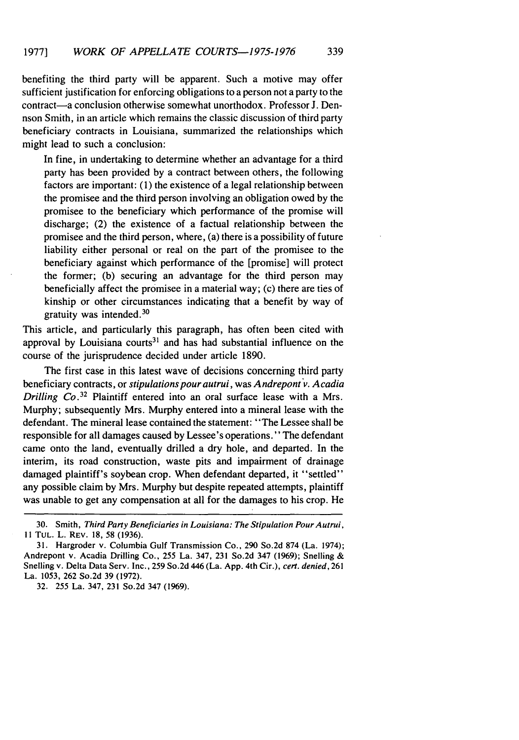benefiting the third party will be apparent. Such a motive may offer sufficient justification for enforcing obligations to a person not a party to the contract—a conclusion otherwise somewhat unorthodox. Professor J. Dennson Smith, in an article which remains the classic discussion of third party beneficiary contracts in Louisiana, summarized the relationships which might lead to such a conclusion:

> In fine, in undertaking to determine whether an advantage for a third party has been provided by a contract between others, the following factors are important: (1) the existence of a legal relationship between the promisee and the third person involving an obligation owed by the promisee to the beneficiary which performance of the promise will discharge; (2) the existence of a factual relationship between the promisee and the third person, where, (a) there is a possibility of future liability either personal or real on the part of the promisee to the beneficiary against which performance of the [promise] will protect the former; (b) securing an advantage for the third person may beneficially affect the promisee in a material way; (c) there are ties of kinship or other circumstances indicating that a benefit by way of gratuity was intended.[30]

This article, and particularly this paragraph, has often been cited with approval by Louisiana courts[31] and has had substantial influence on the course of the jurisprudence decided under article 1890.

The first case in this latest wave of decisions concerning third party beneficiary contracts, or *stipulations pour autrui*, was *Andrepont v. Acadia Drilling Co.*[32] Plaintiff entered into an oral surface lease with a Mrs. Murphy; subsequently Mrs. Murphy entered into a mineral lease with the defendant. The mineral lease contained the statement: "The Lessee shall be responsible for all damages caused by Lessee's operations." The defendant came onto the land, eventually drilled a dry hole, and departed. In the interim, its road construction, waste pits and impairment of drainage damaged plaintiff's soybean crop. When defendant departed, it "settled" any possible claim by Mrs. Murphy but despite repeated attempts, plaintiff was unable to get any compensation at all for the damages to his crop. He

---

30. Smith, *Third Party Beneficiaries in Louisiana: The Stipulation Pour Autrui*, 11 TUL. L. REV. 18, 58 (1936).

31. Hargroder v. Columbia Gulf Transmission Co., 290 So.2d 874 (La. 1974); Andrepont v. Acadia Drilling Co., 255 La. 347, 231 So.2d 347 (1969); Snelling & Snelling v. Delta Data Serv. Inc., 259 So.2d 446 (La. App. 4th Cir.), *cert. denied*, 261 La. 1053, 262 So.2d 39 (1972).

32. 255 La. 347, 231 So.2d 347 (1969).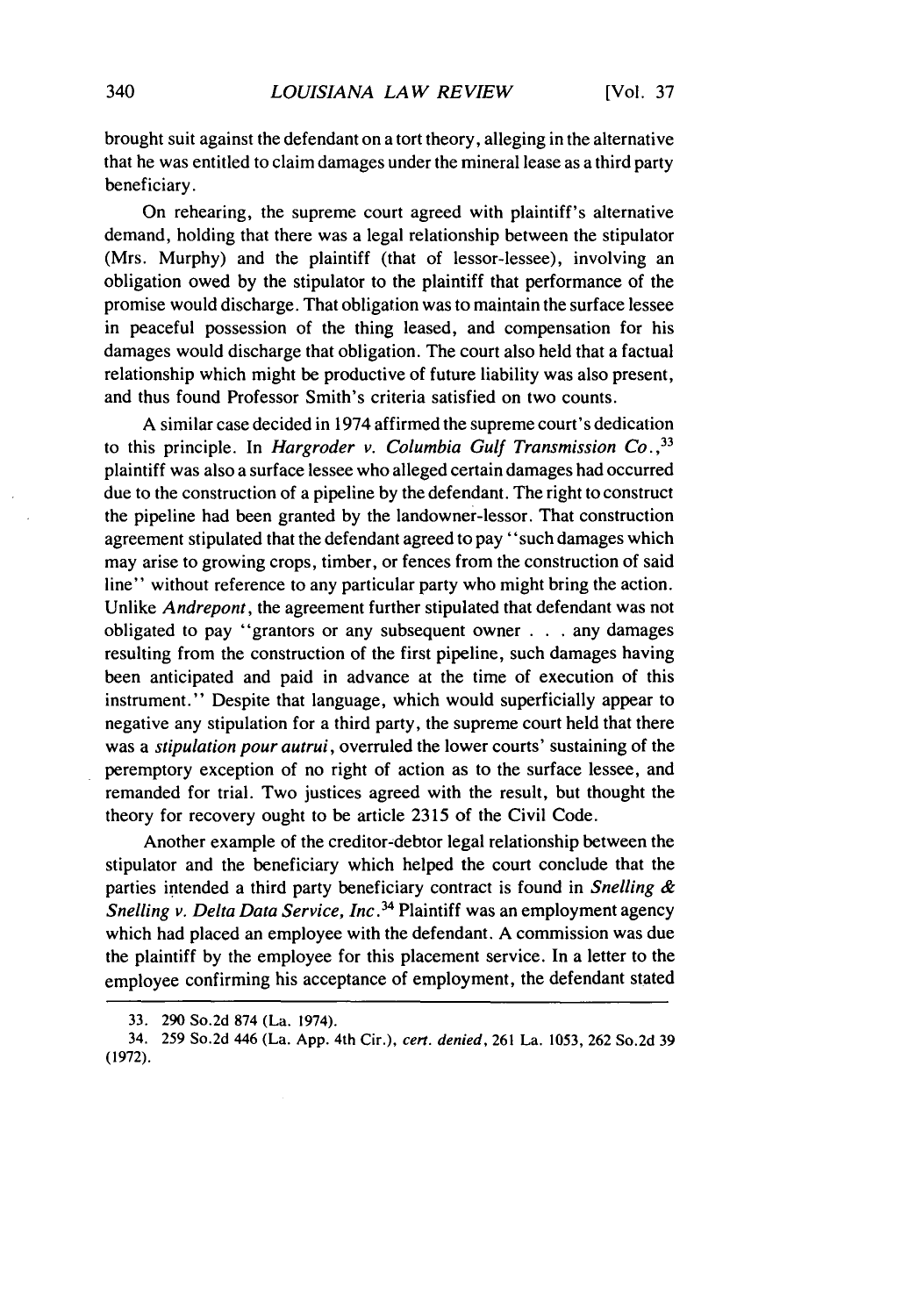brought suit against the defendant on a tort theory, alleging in the alternative that he was entitled to claim damages under the mineral lease as a third party beneficiary.

On rehearing, the supreme court agreed with plaintiff's alternative demand, holding that there was a legal relationship between the stipulator (Mrs. Murphy) and the plaintiff (that of lessor-lessee), involving an obligation owed by the stipulator to the plaintiff that performance of the promise would discharge. That obligation was to maintain the surface lessee in peaceful possession of the thing leased, and compensation for his damages would discharge that obligation. The court also held that a factual relationship which might be productive of future liability was also present, and thus found Professor Smith's criteria satisfied on two counts.

A similar case decided in 1974 affirmed the supreme court's dedication to this principle. In *Hargroder v. Columbia Gulf Transmission Co.*,[33] plaintiff was also a surface lessee who alleged certain damages had occurred due to the construction of a pipeline by the defendant. The right to construct the pipeline had been granted by the landowner-lessor. That construction agreement stipulated that the defendant agreed to pay "such damages which may arise to growing crops, timber, or fences from the construction of said line" without reference to any particular party who might bring the action. Unlike *Andrepont*, the agreement further stipulated that defendant was not obligated to pay "grantors or any subsequent owner . . . any damages resulting from the construction of the first pipeline, such damages having been anticipated and paid in advance at the time of execution of this instrument." Despite that language, which would superficially appear to negative any stipulation for a third party, the supreme court held that there was a *stipulation pour autrui*, overruled the lower courts' sustaining of the peremptory exception of no right of action as to the surface lessee, and remanded for trial. Two justices agreed with the result, but thought the theory for recovery ought to be article 2315 of the Civil Code.

Another example of the creditor-debtor legal relationship between the stipulator and the beneficiary which helped the court conclude that the parties intended a third party beneficiary contract is found in *Snelling & Snelling v. Delta Data Service, Inc.*[34] Plaintiff was an employment agency which had placed an employee with the defendant. A commission was due the plaintiff by the employee for this placement service. In a letter to the employee confirming his acceptance of employment, the defendant stated

---

33. 290 So.2d 874 (La. 1974).

34. 259 So.2d 446 (La. App. 4th Cir.), *cert. denied*, 261 La. 1053, 262 So.2d 39 (1972).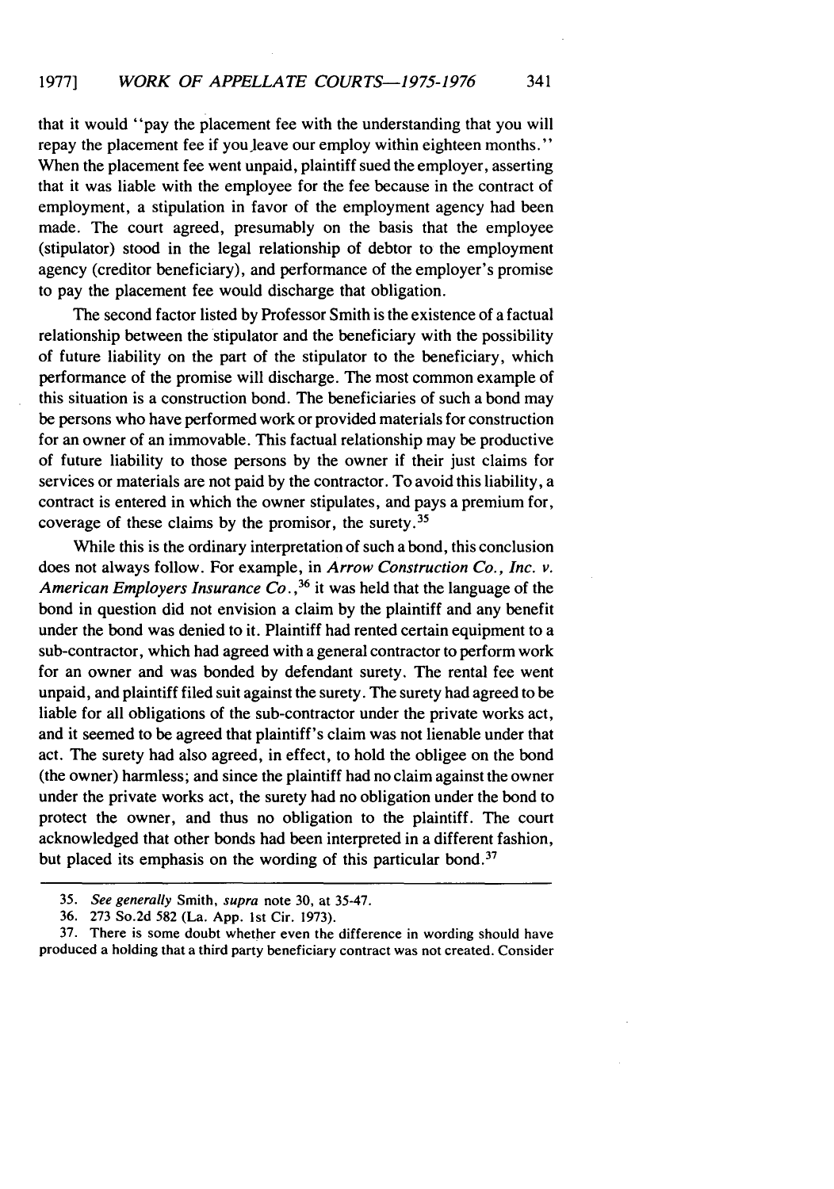that it would "pay the placement fee with the understanding that you will repay the placement fee if you leave our employ within eighteen months." When the placement fee went unpaid, plaintiff sued the employer, asserting that it was liable with the employee for the fee because in the contract of employment, a stipulation in favor of the employment agency had been made. The court agreed, presumably on the basis that the employee (stipulator) stood in the legal relationship of debtor to the employment agency (creditor beneficiary), and performance of the employer's promise to pay the placement fee would discharge that obligation.

The second factor listed by Professor Smith is the existence of a factual relationship between the stipulator and the beneficiary with the possibility of future liability on the part of the stipulator to the beneficiary, which performance of the promise will discharge. The most common example of this situation is a construction bond. The beneficiaries of such a bond may be persons who have performed work or provided materials for construction for an owner of an immovable. This factual relationship may be productive of future liability to those persons by the owner if their just claims for services or materials are not paid by the contractor. To avoid this liability, a contract is entered in which the owner stipulates, and pays a premium for, coverage of these claims by the promisor, the surety.[35]

While this is the ordinary interpretation of such a bond, this conclusion does not always follow. For example, in *Arrow Construction Co., Inc. v. American Employers Insurance Co.*,[36] it was held that the language of the bond in question did not envision a claim by the plaintiff and any benefit under the bond was denied to it. Plaintiff had rented certain equipment to a sub-contractor, which had agreed with a general contractor to perform work for an owner and was bonded by defendant surety. The rental fee went unpaid, and plaintiff filed suit against the surety. The surety had agreed to be liable for all obligations of the sub-contractor under the private works act, and it seemed to be agreed that plaintiff's claim was not lienable under that act. The surety had also agreed, in effect, to hold the obligee on the bond (the owner) harmless; and since the plaintiff had no claim against the owner under the private works act, the surety had no obligation under the bond to protect the owner, and thus no obligation to the plaintiff. The court acknowledged that other bonds had been interpreted in a different fashion, but placed its emphasis on the wording of this particular bond.[37]

---

35. *See generally* Smith, *supra* note 30, at 35-47.

36. 273 So.2d 582 (La. App. 1st Cir. 1973).

37. There is some doubt whether even the difference in wording should have produced a holding that a third party beneficiary contract was not created. Consider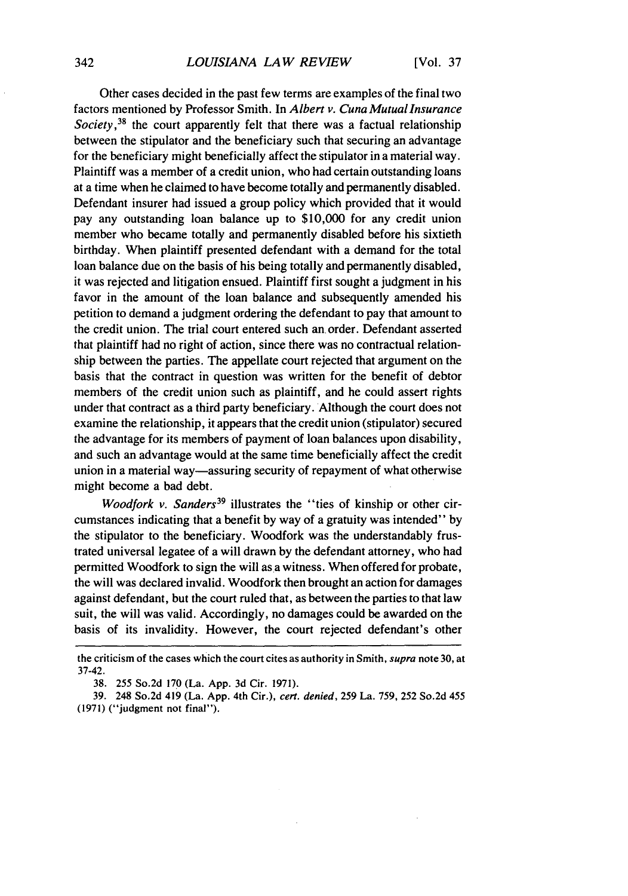Other cases decided in the past few terms are examples of the final two factors mentioned by Professor Smith. In *Albert v. Cuna Mutual Insurance Society*,[38] the court apparently felt that there was a factual relationship between the stipulator and the beneficiary such that securing an advantage for the beneficiary might beneficially affect the stipulator in a material way. Plaintiff was a member of a credit union, who had certain outstanding loans at a time when he claimed to have become totally and permanently disabled. Defendant insurer had issued a group policy which provided that it would pay any outstanding loan balance up to $10,000 for any credit union member who became totally and permanently disabled before his sixtieth birthday. When plaintiff presented defendant with a demand for the total loan balance due on the basis of his being totally and permanently disabled, it was rejected and litigation ensued. Plaintiff first sought a judgment in his favor in the amount of the loan balance and subsequently amended his petition to demand a judgment ordering the defendant to pay that amount to the credit union. The trial court entered such an order. Defendant asserted that plaintiff had no right of action, since there was no contractual relationship between the parties. The appellate court rejected that argument on the basis that the contract in question was written for the benefit of debtor members of the credit union such as plaintiff, and he could assert rights under that contract as a third party beneficiary. Although the court does not examine the relationship, it appears that the credit union (stipulator) secured the advantage for its members of payment of loan balances upon disability, and such an advantage would at the same time beneficially affect the credit union in a material way—assuring security of repayment of what otherwise might become a bad debt.

*Woodfork v. Sanders*[39] illustrates the "ties of kinship or other circumstances indicating that a benefit by way of a gratuity was intended" by the stipulator to the beneficiary. Woodfork was the understandably frustrated universal legatee of a will drawn by the defendant attorney, who had permitted Woodfork to sign the will as a witness. When offered for probate, the will was declared invalid. Woodfork then brought an action for damages against defendant, but the court ruled that, as between the parties to that law suit, the will was valid. Accordingly, no damages could be awarded on the basis of its invalidity. However, the court rejected defendant's other

---

the criticism of the cases which the court cites as authority in Smith, *supra* note 30, at 37-42.

38. 255 So.2d 170 (La. App. 3d Cir. 1971).

39. 248 So.2d 419 (La. App. 4th Cir.), *cert. denied*, 259 La. 759, 252 So.2d 455 (1971) ("judgment not final").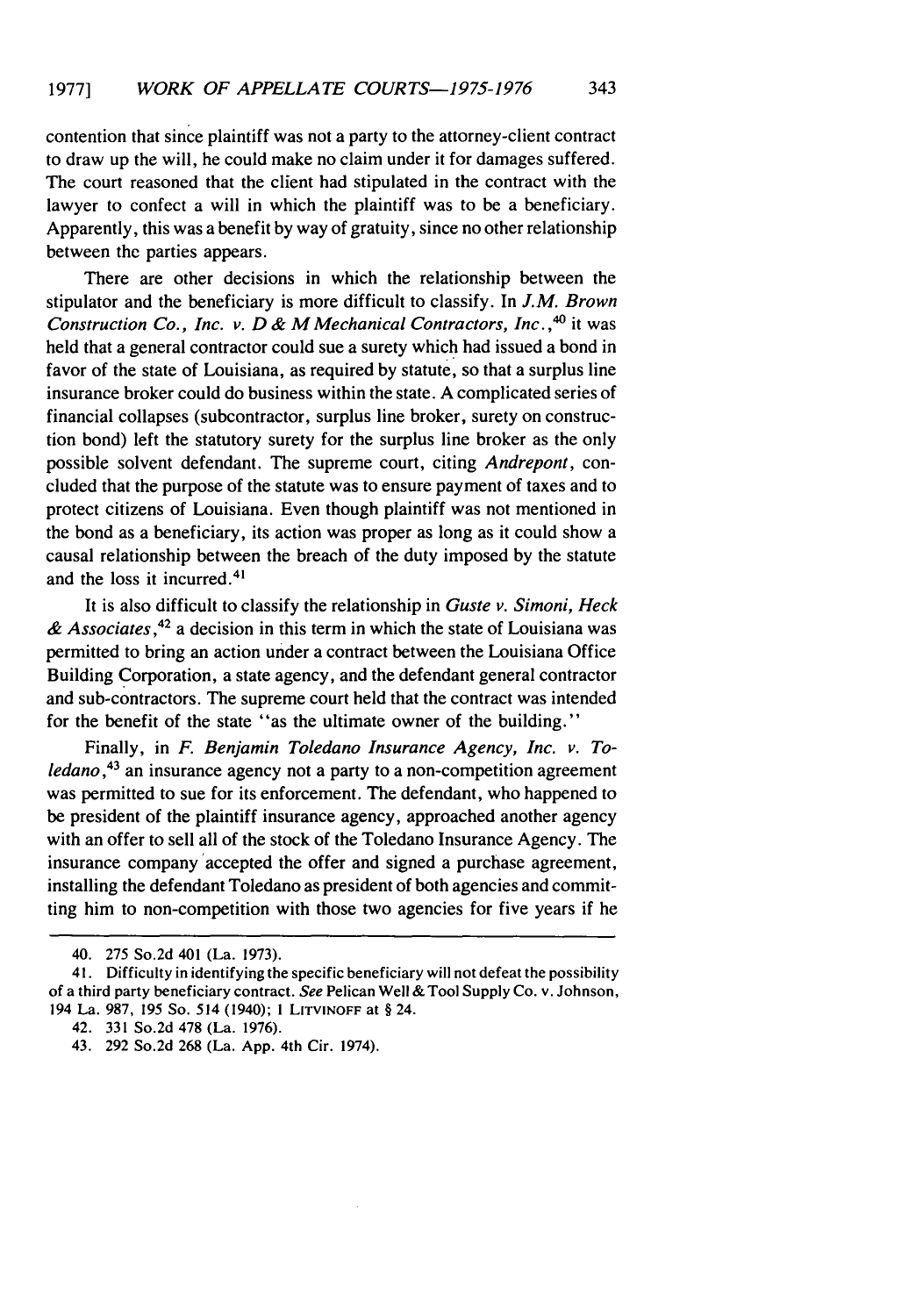contention that since plaintiff was not a party to the attorney-client contract to draw up the will, he could make no claim under it for damages suffered. The court reasoned that the client had stipulated in the contract with the lawyer to confect a will in which the plaintiff was to be a beneficiary. Apparently, this was a benefit by way of gratuity, since no other relationship between the parties appears.

There are other decisions in which the relationship between the stipulator and the beneficiary is more difficult to classify. In *J.M. Brown Construction Co., Inc. v. D & M Mechanical Contractors, Inc.*,[40] it was held that a general contractor could sue a surety which had issued a bond in favor of the state of Louisiana, as required by statute, so that a surplus line insurance broker could do business within the state. A complicated series of financial collapses (subcontractor, surplus line broker, surety on construction bond) left the statutory surety for the surplus line broker as the only possible solvent defendant. The supreme court, citing *Andrepont*, concluded that the purpose of the statute was to ensure payment of taxes and to protect citizens of Louisiana. Even though plaintiff was not mentioned in the bond as a beneficiary, its action was proper as long as it could show a causal relationship between the breach of the duty imposed by the statute and the loss it incurred.[41]

It is also difficult to classify the relationship in *Guste v. Simoni, Heck & Associates*,[42] a decision in this term in which the state of Louisiana was permitted to bring an action under a contract between the Louisiana Office Building Corporation, a state agency, and the defendant general contractor and sub-contractors. The supreme court held that the contract was intended for the benefit of the state "as the ultimate owner of the building."

Finally, in *F. Benjamin Toledano Insurance Agency, Inc. v. Toledano*,[43] an insurance agency not a party to a non-competition agreement was permitted to sue for its enforcement. The defendant, who happened to be president of the plaintiff insurance agency, approached another agency with an offer to sell all of the stock of the Toledano Insurance Agency. The insurance company accepted the offer and signed a purchase agreement, installing the defendant Toledano as president of both agencies and committing him to non-competition with those two agencies for five years if he

---

40. 275 So.2d 401 (La. 1973).

41. Difficulty in identifying the specific beneficiary will not defeat the possibility of a third party beneficiary contract. *See* Pelican Well & Tool Supply Co. v. Johnson, 194 La. 987, 195 So. 514 (1940); 1 LITVINOFF at § 24.

42. 331 So.2d 478 (La. 1976).

43. 292 So.2d 268 (La. App. 4th Cir. 1974).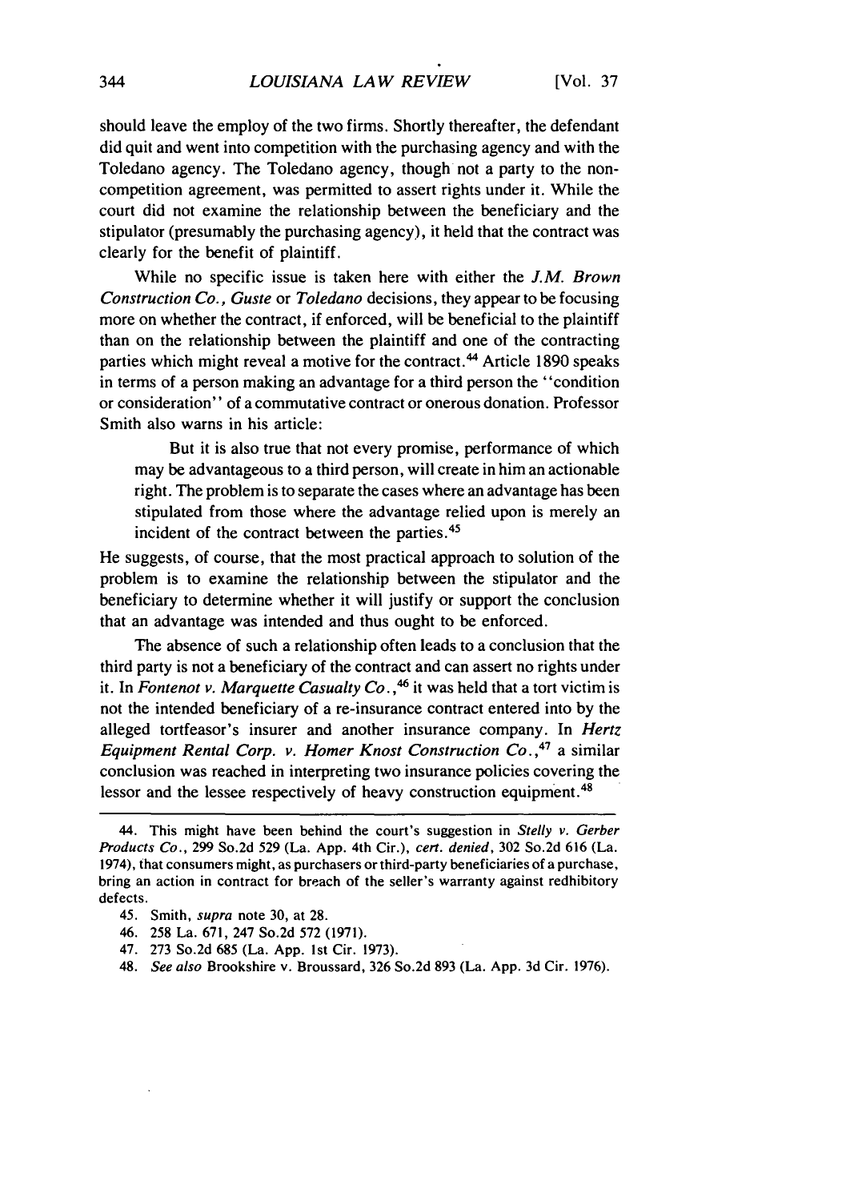should leave the employ of the two firms. Shortly thereafter, the defendant did quit and went into competition with the purchasing agency and with the Toledano agency. The Toledano agency, though not a party to the non-competition agreement, was permitted to assert rights under it. While the court did not examine the relationship between the beneficiary and the stipulator (presumably the purchasing agency), it held that the contract was clearly for the benefit of plaintiff.

While no specific issue is taken here with either the *J.M. Brown Construction Co.*, *Guste* or *Toledano* decisions, they appear to be focusing more on whether the contract, if enforced, will be beneficial to the plaintiff than on the relationship between the plaintiff and one of the contracting parties which might reveal a motive for the contract.[44] Article 1890 speaks in terms of a person making an advantage for a third person the "condition or consideration" of a commutative contract or onerous donation. Professor Smith also warns in his article:

> But it is also true that not every promise, performance of which may be advantageous to a third person, will create in him an actionable right. The problem is to separate the cases where an advantage has been stipulated from those where the advantage relied upon is merely an incident of the contract between the parties.[45]

He suggests, of course, that the most practical approach to solution of the problem is to examine the relationship between the stipulator and the beneficiary to determine whether it will justify or support the conclusion that an advantage was intended and thus ought to be enforced.

The absence of such a relationship often leads to a conclusion that the third party is not a beneficiary of the contract and can assert no rights under it. In *Fontenot v. Marquette Casualty Co.*,[46] it was held that a tort victim is not the intended beneficiary of a re-insurance contract entered into by the alleged tortfeasor's insurer and another insurance company. In *Hertz Equipment Rental Corp. v. Homer Knost Construction Co.*,[47] a similar conclusion was reached in interpreting two insurance policies covering the lessor and the lessee respectively of heavy construction equipment.[48]

---

44. This might have been behind the court's suggestion in *Stelly v. Gerber Products Co.*, 299 So.2d 529 (La. App. 4th Cir.), *cert. denied*, 302 So.2d 616 (La. 1974), that consumers might, as purchasers or third-party beneficiaries of a purchase, bring an action in contract for breach of the seller's warranty against redhibitory defects.

45. Smith, *supra* note 30, at 28.

46. 258 La. 671, 247 So.2d 572 (1971).

47. 273 So.2d 685 (La. App. 1st Cir. 1973).

48. *See also* Brookshire v. Broussard, 326 So.2d 893 (La. App. 3d Cir. 1976).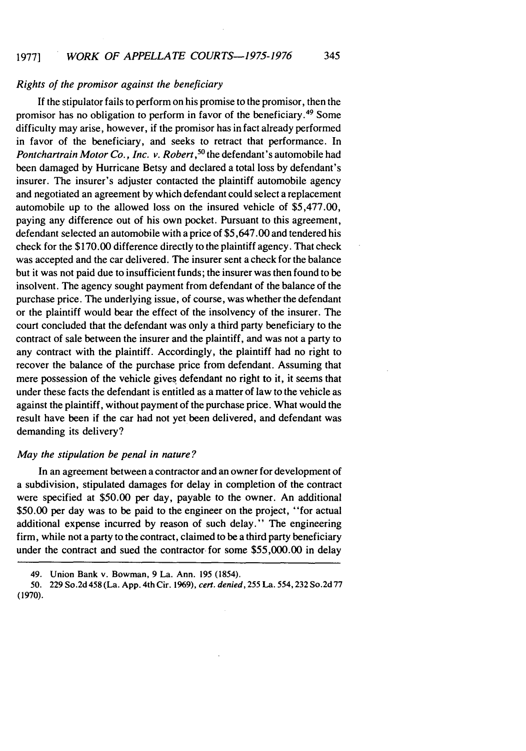*Rights of the promisor against the beneficiary*

If the stipulator fails to perform on his promise to the promisor, then the promisor has no obligation to perform in favor of the beneficiary.[49] Some difficulty may arise, however, if the promisor has in fact already performed in favor of the beneficiary, and seeks to retract that performance. In *Pontchartrain Motor Co., Inc. v. Robert*,[50] the defendant's automobile had been damaged by Hurricane Betsy and declared a total loss by defendant's insurer. The insurer's adjuster contacted the plaintiff automobile agency and negotiated an agreement by which defendant could select a replacement automobile up to the allowed loss on the insured vehicle of $5,477.00, paying any difference out of his own pocket. Pursuant to this agreement, defendant selected an automobile with a price of $5,647.00 and tendered his check for the $170.00 difference directly to the plaintiff agency. That check was accepted and the car delivered. The insurer sent a check for the balance but it was not paid due to insufficient funds; the insurer was then found to be insolvent. The agency sought payment from defendant of the balance of the purchase price. The underlying issue, of course, was whether the defendant or the plaintiff would bear the effect of the insolvency of the insurer. The court concluded that the defendant was only a third party beneficiary to the contract of sale between the insurer and the plaintiff, and was not a party to any contract with the plaintiff. Accordingly, the plaintiff had no right to recover the balance of the purchase price from defendant. Assuming that mere possession of the vehicle gives defendant no right to it, it seems that under these facts the defendant is entitled as a matter of law to the vehicle as against the plaintiff, without payment of the purchase price. What would the result have been if the car had not yet been delivered, and defendant was demanding its delivery?

*May the stipulation be penal in nature?*

In an agreement between a contractor and an owner for development of a subdivision, stipulated damages for delay in completion of the contract were specified at $50.00 per day, payable to the owner. An additional $50.00 per day was to be paid to the engineer on the project, "for actual additional expense incurred by reason of such delay." The engineering firm, while not a party to the contract, claimed to be a third party beneficiary under the contract and sued the contractor for some $55,000.00 in delay

---

49. Union Bank v. Bowman, 9 La. Ann. 195 (1854).

50. 229 So.2d 458 (La. App. 4th Cir. 1969), *cert. denied*, 255 La. 554, 232 So.2d 77 (1970).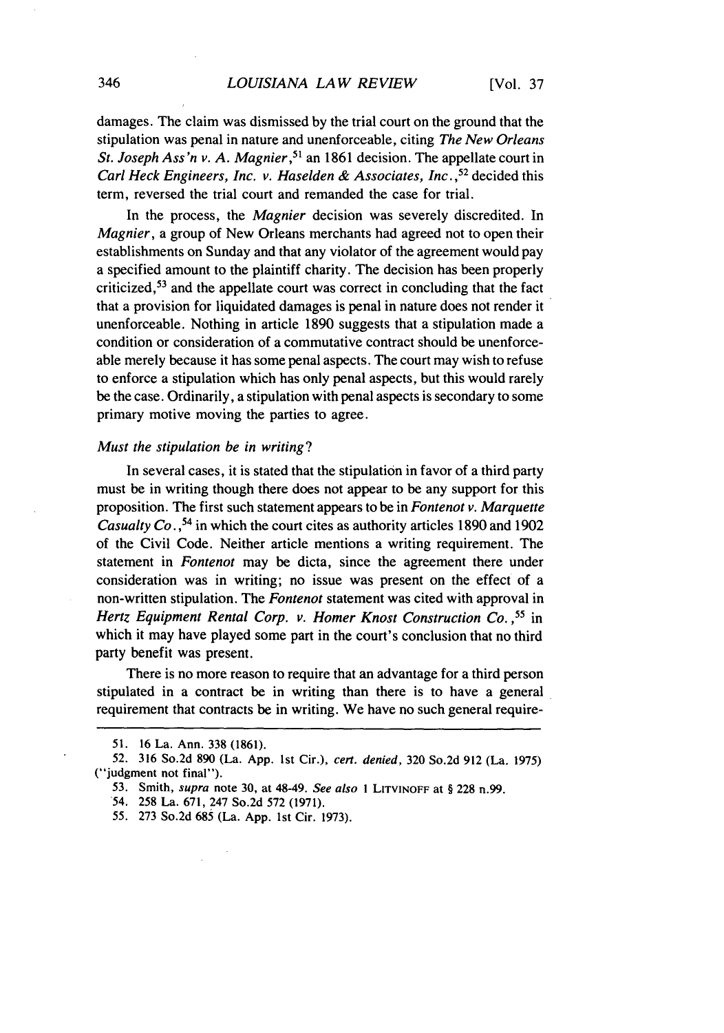damages. The claim was dismissed by the trial court on the ground that the stipulation was penal in nature and unenforceable, citing *The New Orleans St. Joseph Ass'n v. A. Magnier*,[51] an 1861 decision. The appellate court in *Carl Heck Engineers, Inc. v. Haselden & Associates, Inc.*,[52] decided this term, reversed the trial court and remanded the case for trial.

In the process, the *Magnier* decision was severely discredited. In *Magnier*, a group of New Orleans merchants had agreed not to open their establishments on Sunday and that any violator of the agreement would pay a specified amount to the plaintiff charity. The decision has been properly criticized,[53] and the appellate court was correct in concluding that the fact that a provision for liquidated damages is penal in nature does not render it unenforceable. Nothing in article 1890 suggests that a stipulation made a condition or consideration of a commutative contract should be unenforceable merely because it has some penal aspects. The court may wish to refuse to enforce a stipulation which has only penal aspects, but this would rarely be the case. Ordinarily, a stipulation with penal aspects is secondary to some primary motive moving the parties to agree.

*Must the stipulation be in writing?*

In several cases, it is stated that the stipulation in favor of a third party must be in writing though there does not appear to be any support for this proposition. The first such statement appears to be in *Fontenot v. Marquette Casualty Co.*,[54] in which the court cites as authority articles 1890 and 1902 of the Civil Code. Neither article mentions a writing requirement. The statement in *Fontenot* may be dicta, since the agreement there under consideration was in writing; no issue was present on the effect of a non-written stipulation. The *Fontenot* statement was cited with approval in *Hertz Equipment Rental Corp. v. Homer Knost Construction Co.*,[55] in which it may have played some part in the court's conclusion that no third party benefit was present.

There is no more reason to require that an advantage for a third person stipulated in a contract be in writing than there is to have a general requirement that contracts be in writing. We have no such general require-

---

51. 16 La. Ann. 338 (1861).

52. 316 So.2d 890 (La. App. 1st Cir.), *cert. denied*, 320 So.2d 912 (La. 1975) ("judgment not final").

53. Smith, *supra* note 30, at 48-49. *See also* 1 LITVINOFF at § 228 n.99.

54. 258 La. 671, 247 So.2d 572 (1971).

55. 273 So.2d 685 (La. App. 1st Cir. 1973).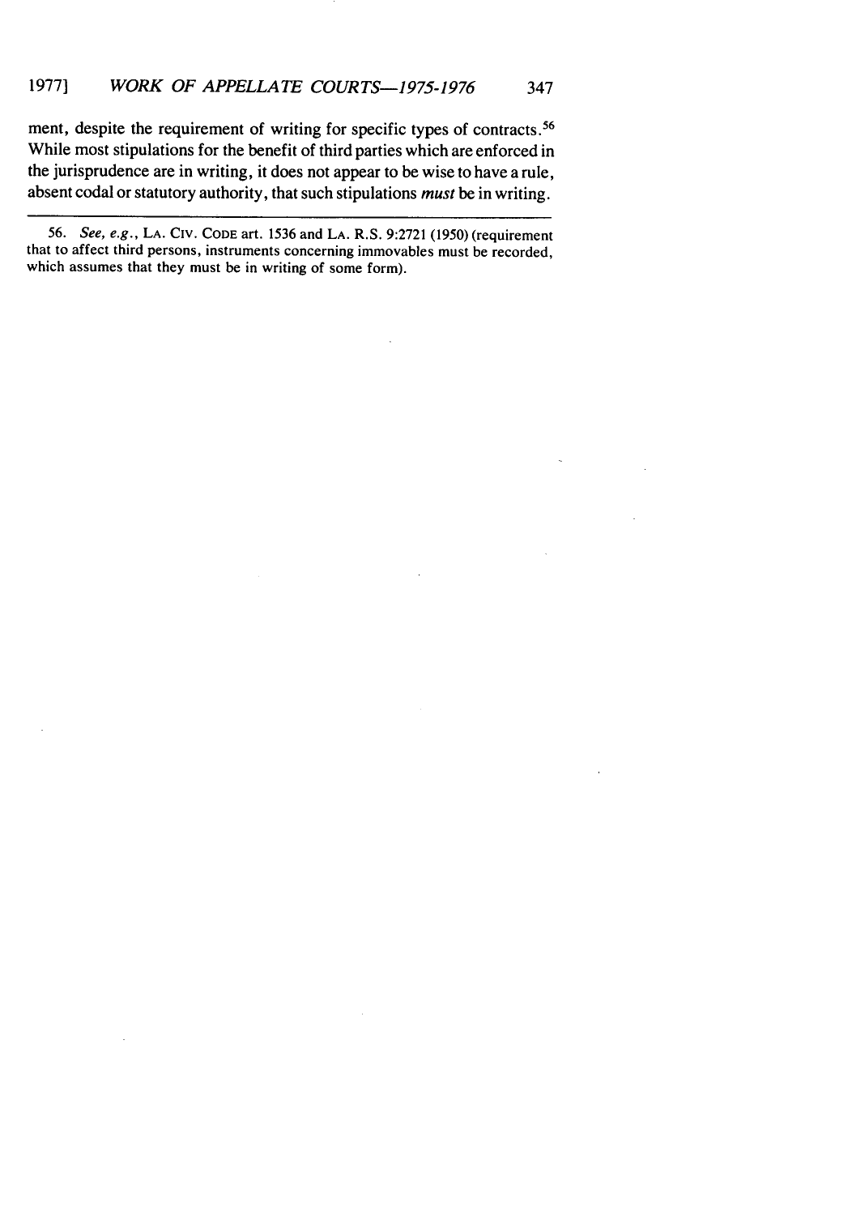ment, despite the requirement of writing for specific types of contracts.[56] While most stipulations for the benefit of third parties which are enforced in the jurisprudence are in writing, it does not appear to be wise to have a rule, absent codal or statutory authority, that such stipulations *must* be in writing.

---

56. *See, e.g.*, LA. CIV. CODE art. 1536 and LA. R.S. 9:2721 (1950) (requirement that to affect third persons, instruments concerning immovables must be recorded, which assumes that they must be in writing of some form).